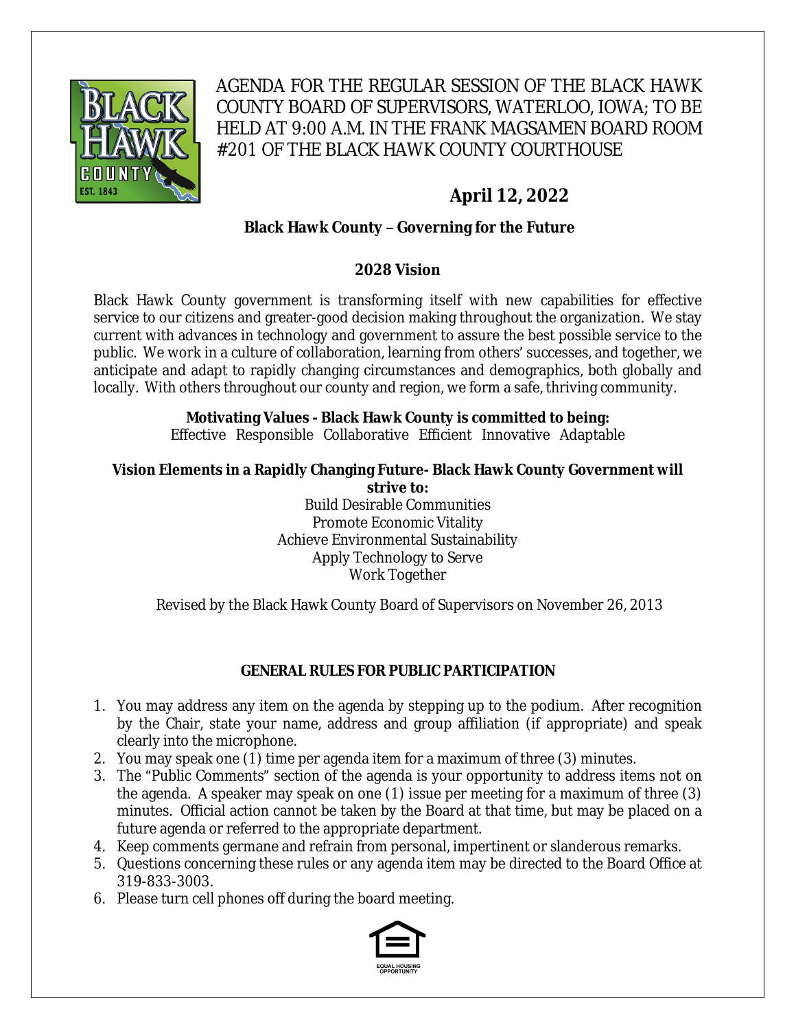# AGENDA FOR THE REGULAR SESSION OF THE BLACK HAWK COUNTY BOARD OF SUPERVISORS, WATERLOO, IOWA; TO BE HELD AT 9:00 A.M. IN THE FRANK MAGSAMEN BOARD ROOM #201 OF THE BLACK HAWK COUNTY COURTHOUSE

## April 12, 2022

**Black Hawk County – Governing for the Future**

### 2028 Vision

Black Hawk County government is transforming itself with new capabilities for effective service to our citizens and greater-good decision making throughout the organization. We stay current with advances in technology and government to assure the best possible service to the public. We work in a culture of collaboration, learning from others' successes, and together, we anticipate and adapt to rapidly changing circumstances and demographics, both globally and locally. With others throughout our county and region, we form a safe, thriving community.

**Motivating Values - Black Hawk County is committed to being:**
Effective Responsible Collaborative Efficient Innovative Adaptable

**Vision Elements in a Rapidly Changing Future- Black Hawk County Government will strive to:**

Build Desirable Communities
Promote Economic Vitality
Achieve Environmental Sustainability
Apply Technology to Serve
Work Together

Revised by the Black Hawk County Board of Supervisors on November 26, 2013

### GENERAL RULES FOR PUBLIC PARTICIPATION

1. You may address any item on the agenda by stepping up to the podium. After recognition by the Chair, state your name, address and group affiliation (if appropriate) and speak clearly into the microphone.
2. You may speak one (1) time per agenda item for a maximum of three (3) minutes.
3. The "Public Comments" section of the agenda is your opportunity to address items not on the agenda. A speaker may speak on one (1) issue per meeting for a maximum of three (3) minutes. Official action cannot be taken by the Board at that time, but may be placed on a future agenda or referred to the appropriate department.
4. Keep comments germane and refrain from personal, impertinent or slanderous remarks.
5. Questions concerning these rules or any agenda item may be directed to the Board Office at 319-833-3003.
6. Please turn cell phones off during the board meeting.

EQUAL HOUSING OPPORTUNITY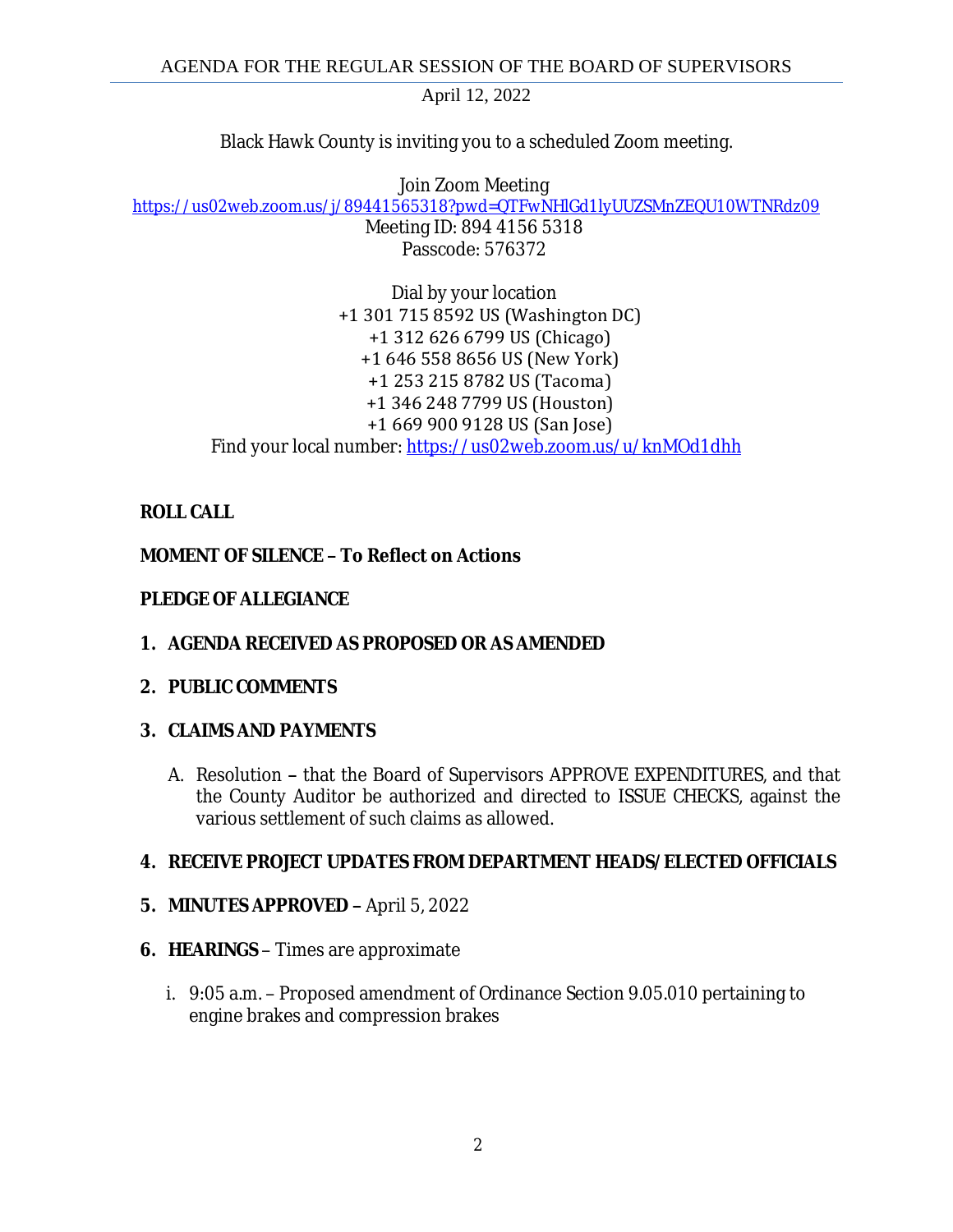April 12, 2022

Black Hawk County is inviting you to a scheduled Zoom meeting.

Join Zoom Meeting
https://us02web.zoom.us/j/89441565318?pwd=QTFwNHlGd1lyUUZSMnZEQU10WTNRdz09
Meeting ID: 894 4156 5318
Passcode: 576372

Dial by your location
+1 301 715 8592 US (Washington DC)
+1 312 626 6799 US (Chicago)
+1 646 558 8656 US (New York)
+1 253 215 8782 US (Tacoma)
+1 346 248 7799 US (Houston)
+1 669 900 9128 US (San Jose)
Find your local number: https://us02web.zoom.us/u/knMOd1dhh

**ROLL CALL**

**MOMENT OF SILENCE – To Reflect on Actions**

**PLEDGE OF ALLEGIANCE**

1. **AGENDA RECEIVED AS PROPOSED OR AS AMENDED**

2. **PUBLIC COMMENTS**

3. **CLAIMS AND PAYMENTS**

   A. Resolution **–** that the Board of Supervisors APPROVE EXPENDITURES, and that the County Auditor be authorized and directed to ISSUE CHECKS, against the various settlement of such claims as allowed.

4. **RECEIVE PROJECT UPDATES FROM DEPARTMENT HEADS/ELECTED OFFICIALS**

5. **MINUTES APPROVED –** April 5, 2022

6. **HEARINGS** – Times are approximate

   i. 9:05 a.m. – Proposed amendment of Ordinance Section 9.05.010 pertaining to engine brakes and compression brakes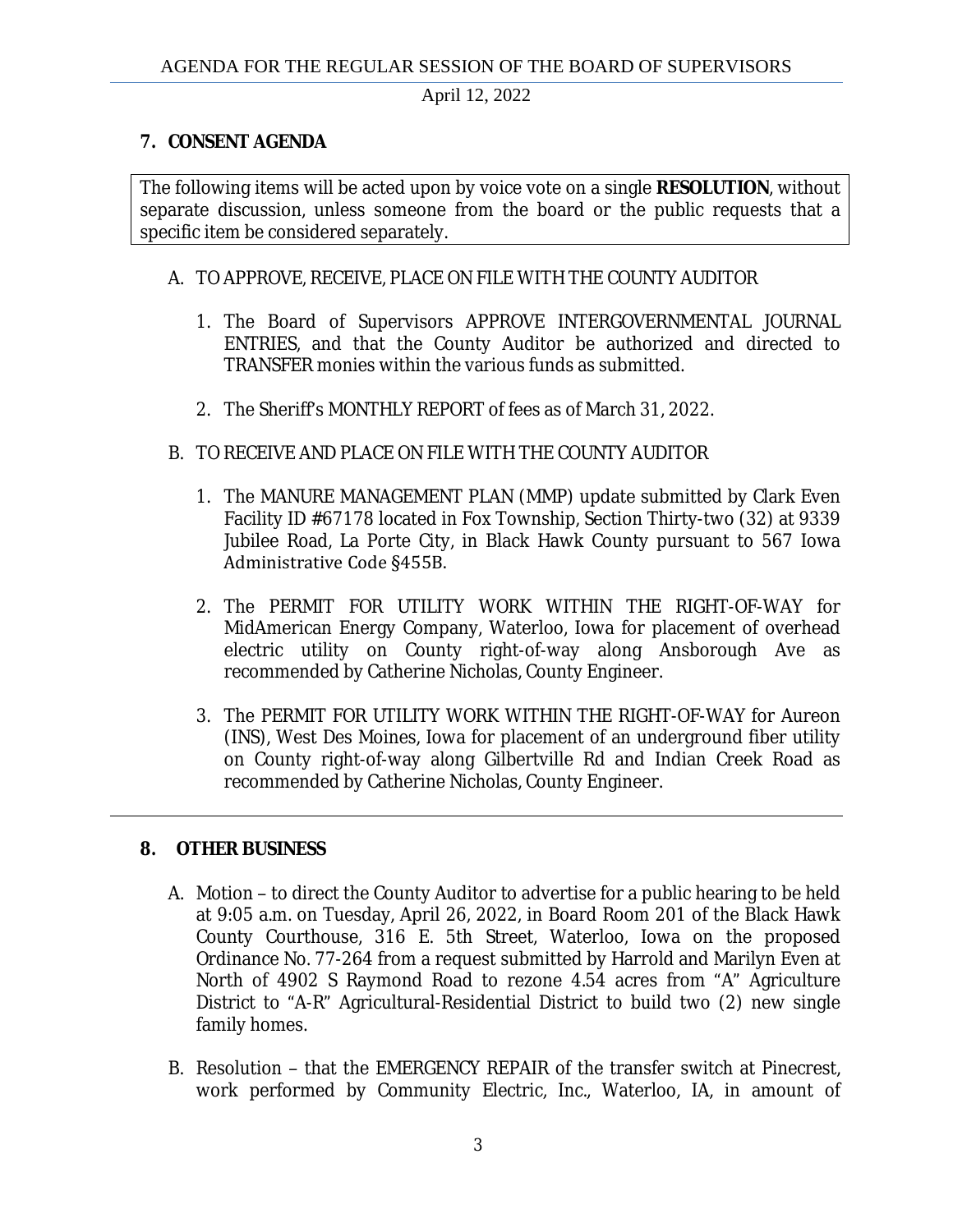## 7. CONSENT AGENDA

The following items will be acted upon by voice vote on a single **RESOLUTION**, without separate discussion, unless someone from the board or the public requests that a specific item be considered separately.

A. TO APPROVE, RECEIVE, PLACE ON FILE WITH THE COUNTY AUDITOR

1. The Board of Supervisors APPROVE INTERGOVERNMENTAL JOURNAL ENTRIES, and that the County Auditor be authorized and directed to TRANSFER monies within the various funds as submitted.

2. The Sheriff's MONTHLY REPORT of fees as of March 31, 2022.

B. TO RECEIVE AND PLACE ON FILE WITH THE COUNTY AUDITOR

1. The MANURE MANAGEMENT PLAN (MMP) update submitted by Clark Even Facility ID #67178 located in Fox Township, Section Thirty-two (32) at 9339 Jubilee Road, La Porte City, in Black Hawk County pursuant to 567 Iowa Administrative Code §455B.

2. The PERMIT FOR UTILITY WORK WITHIN THE RIGHT-OF-WAY for MidAmerican Energy Company, Waterloo, Iowa for placement of overhead electric utility on County right-of-way along Ansborough Ave as recommended by Catherine Nicholas, County Engineer.

3. The PERMIT FOR UTILITY WORK WITHIN THE RIGHT-OF-WAY for Aureon (INS), West Des Moines, Iowa for placement of an underground fiber utility on County right-of-way along Gilbertville Rd and Indian Creek Road as recommended by Catherine Nicholas, County Engineer.

---

## 8. OTHER BUSINESS

A. Motion – to direct the County Auditor to advertise for a public hearing to be held at 9:05 a.m. on Tuesday, April 26, 2022, in Board Room 201 of the Black Hawk County Courthouse, 316 E. 5th Street, Waterloo, Iowa on the proposed Ordinance No. 77-264 from a request submitted by Harrold and Marilyn Even at North of 4902 S Raymond Road to rezone 4.54 acres from "A" Agriculture District to "A-R" Agricultural-Residential District to build two (2) new single family homes.

B. Resolution – that the EMERGENCY REPAIR of the transfer switch at Pinecrest, work performed by Community Electric, Inc., Waterloo, IA, in amount of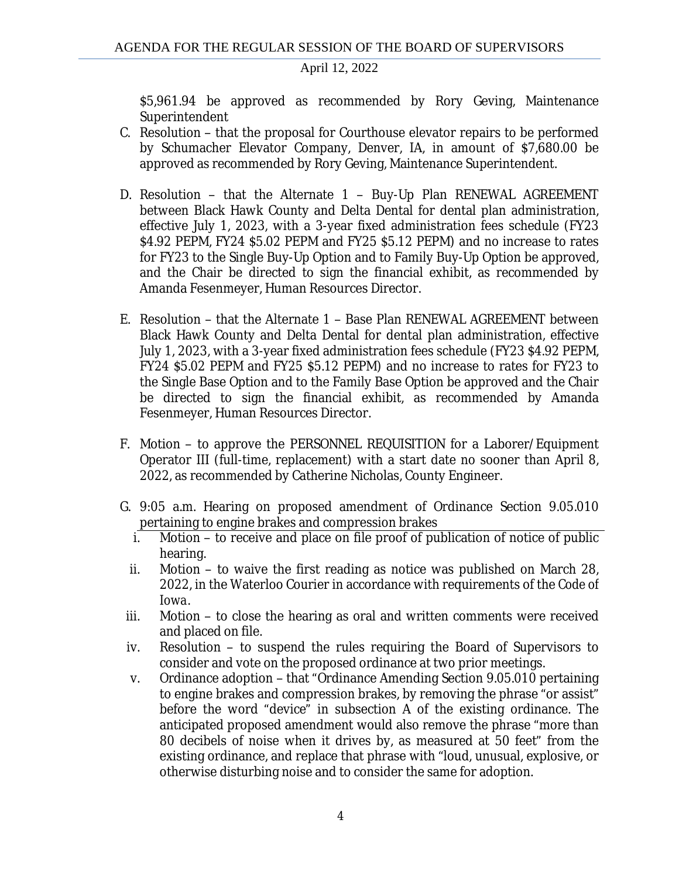$5,961.94 be approved as recommended by Rory Geving, Maintenance Superintendent

C. Resolution – that the proposal for Courthouse elevator repairs to be performed by Schumacher Elevator Company, Denver, IA, in amount of $7,680.00 be approved as recommended by Rory Geving, Maintenance Superintendent.

D. Resolution – that the Alternate 1 – Buy-Up Plan RENEWAL AGREEMENT between Black Hawk County and Delta Dental for dental plan administration, effective July 1, 2023, with a 3-year fixed administration fees schedule (FY23 $4.92 PEPM, FY24 $5.02 PEPM and FY25 $5.12 PEPM) and no increase to rates for FY23 to the Single Buy-Up Option and to Family Buy-Up Option be approved, and the Chair be directed to sign the financial exhibit, as recommended by Amanda Fesenmeyer, Human Resources Director.

E. Resolution – that the Alternate 1 – Base Plan RENEWAL AGREEMENT between Black Hawk County and Delta Dental for dental plan administration, effective July 1, 2023, with a 3-year fixed administration fees schedule (FY23 $4.92 PEPM, FY24 $5.02 PEPM and FY25 $5.12 PEPM) and no increase to rates for FY23 to the Single Base Option and to the Family Base Option be approved and the Chair be directed to sign the financial exhibit, as recommended by Amanda Fesenmeyer, Human Resources Director.

F. Motion – to approve the PERSONNEL REQUISITION for a Laborer/Equipment Operator III (full-time, replacement) with a start date no sooner than April 8, 2022, as recommended by Catherine Nicholas, County Engineer.

G. 9:05 a.m. Hearing on proposed amendment of Ordinance Section 9.05.010 pertaining to engine brakes and compression brakes
   i. Motion – to receive and place on file proof of publication of notice of public hearing.
   ii. Motion – to waive the first reading as notice was published on March 28, 2022, in the Waterloo Courier in accordance with requirements of the Code of Iowa.
   iii. Motion – to close the hearing as oral and written comments were received and placed on file.
   iv. Resolution – to suspend the rules requiring the Board of Supervisors to consider and vote on the proposed ordinance at two prior meetings.
   v. Ordinance adoption – that "Ordinance Amending Section 9.05.010 pertaining to engine brakes and compression brakes, by removing the phrase "or assist" before the word "device" in subsection A of the existing ordinance. The anticipated proposed amendment would also remove the phrase "more than 80 decibels of noise when it drives by, as measured at 50 feet" from the existing ordinance, and replace that phrase with "loud, unusual, explosive, or otherwise disturbing noise and to consider the same for adoption.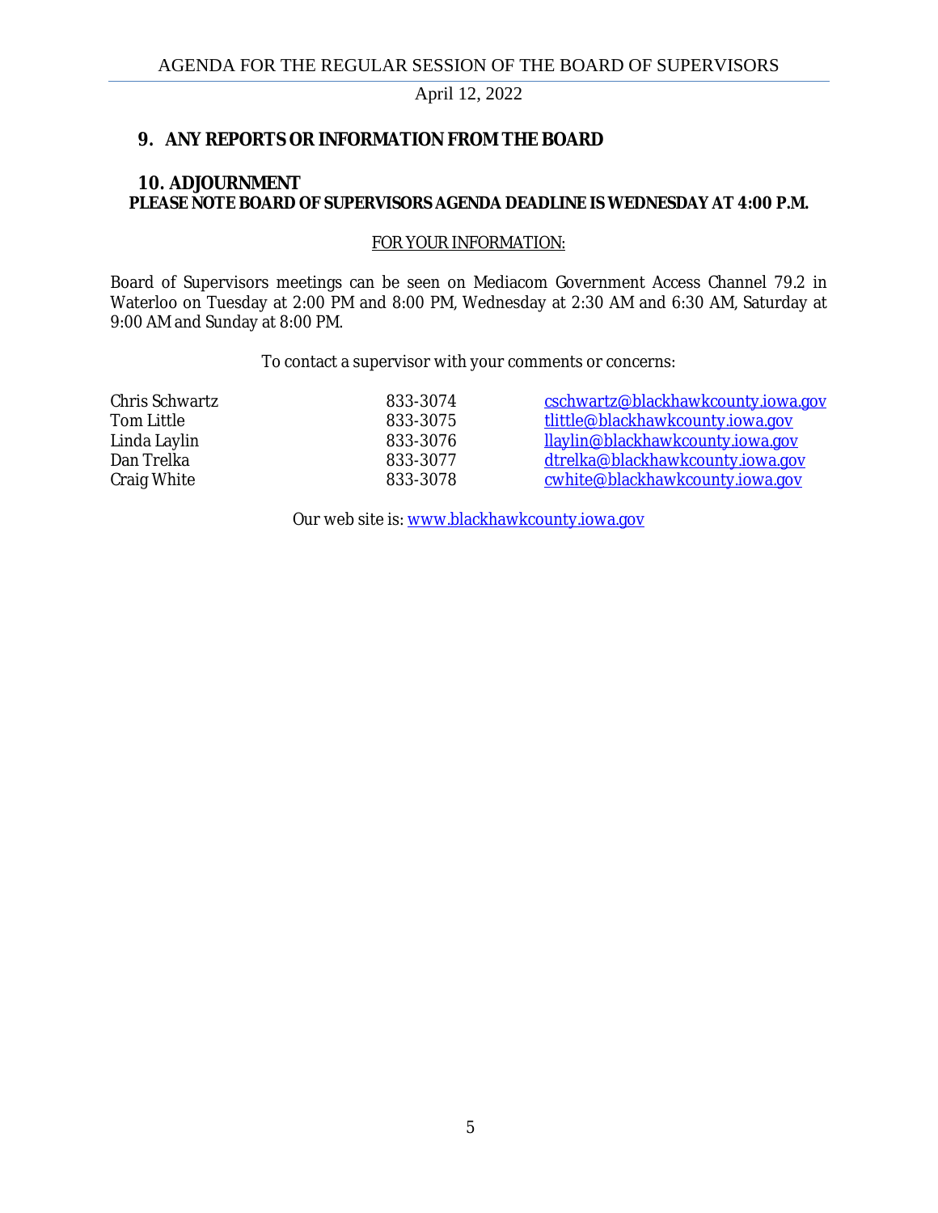## 9. ANY REPORTS OR INFORMATION FROM THE BOARD

## 10. ADJOURNMENT

**PLEASE NOTE BOARD OF SUPERVISORS AGENDA DEADLINE IS WEDNESDAY AT 4:00 P.M.**

FOR YOUR INFORMATION:

Board of Supervisors meetings can be seen on Mediacom Government Access Channel 79.2 in Waterloo on Tuesday at 2:00 PM and 8:00 PM, Wednesday at 2:30 AM and 6:30 AM, Saturday at 9:00 AM and Sunday at 8:00 PM.

To contact a supervisor with your comments or concerns:

| | | |
|---|---|---|
| Chris Schwartz | 833-3074 | cschwartz@blackhawkcounty.iowa.gov |
| Tom Little | 833-3075 | tlittle@blackhawkcounty.iowa.gov |
| Linda Laylin | 833-3076 | llaylin@blackhawkcounty.iowa.gov |
| Dan Trelka | 833-3077 | dtrelka@blackhawkcounty.iowa.gov |
| Craig White | 833-3078 | cwhite@blackhawkcounty.iowa.gov |

Our web site is: www.blackhawkcounty.iowa.gov